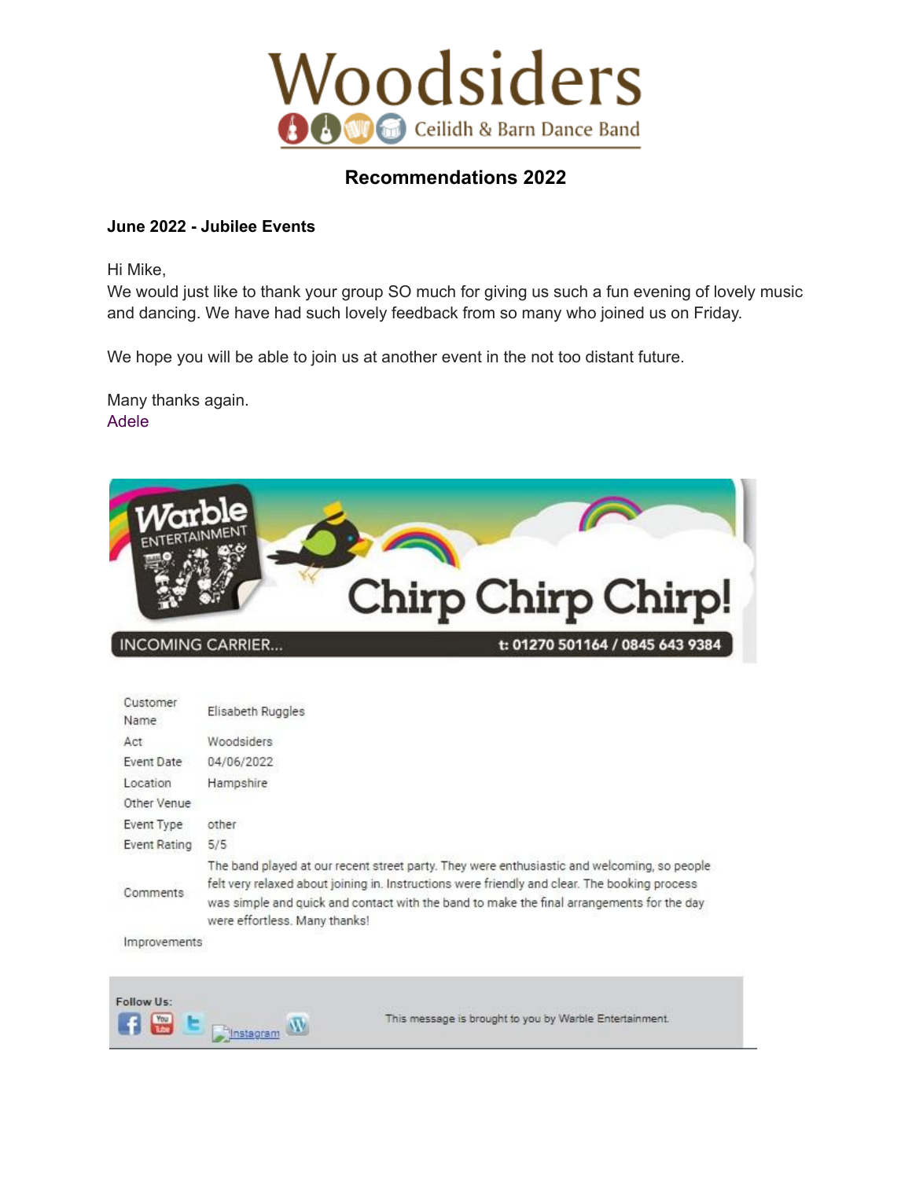# Woodsiders

Ceilidh & Barn Dance Band

## Recommendations 2022

**June 2022 - Jubilee Events**

Hi Mike,
We would just like to thank your group SO much for giving us such a fun evening of lovely music and dancing. We have had such lovely feedback from so many who joined us on Friday.

We hope you will be able to join us at another event in the not too distant future.

Many thanks again.
Adele

Warble ENTERTAINMENT

Chirp Chirp Chirp!

INCOMING CARRIER... t: 01270 501164 / 0845 643 9384

| | |
|---|---|
| Customer Name | Elisabeth Ruggles |
| Act | Woodsiders |
| Event Date | 04/06/2022 |
| Location | Hampshire |
| Other Venue | |
| Event Type | other |
| Event Rating | 5/5 |
| Comments | The band played at our recent street party. They were enthusiastic and welcoming, so people felt very relaxed about joining in. Instructions were friendly and clear. The booking process was simple and quick and contact with the band to make the final arrangements for the day were effortless. Many thanks! |
| Improvements | |

Follow Us: Instagram

This message is brought to you by Warble Entertainment.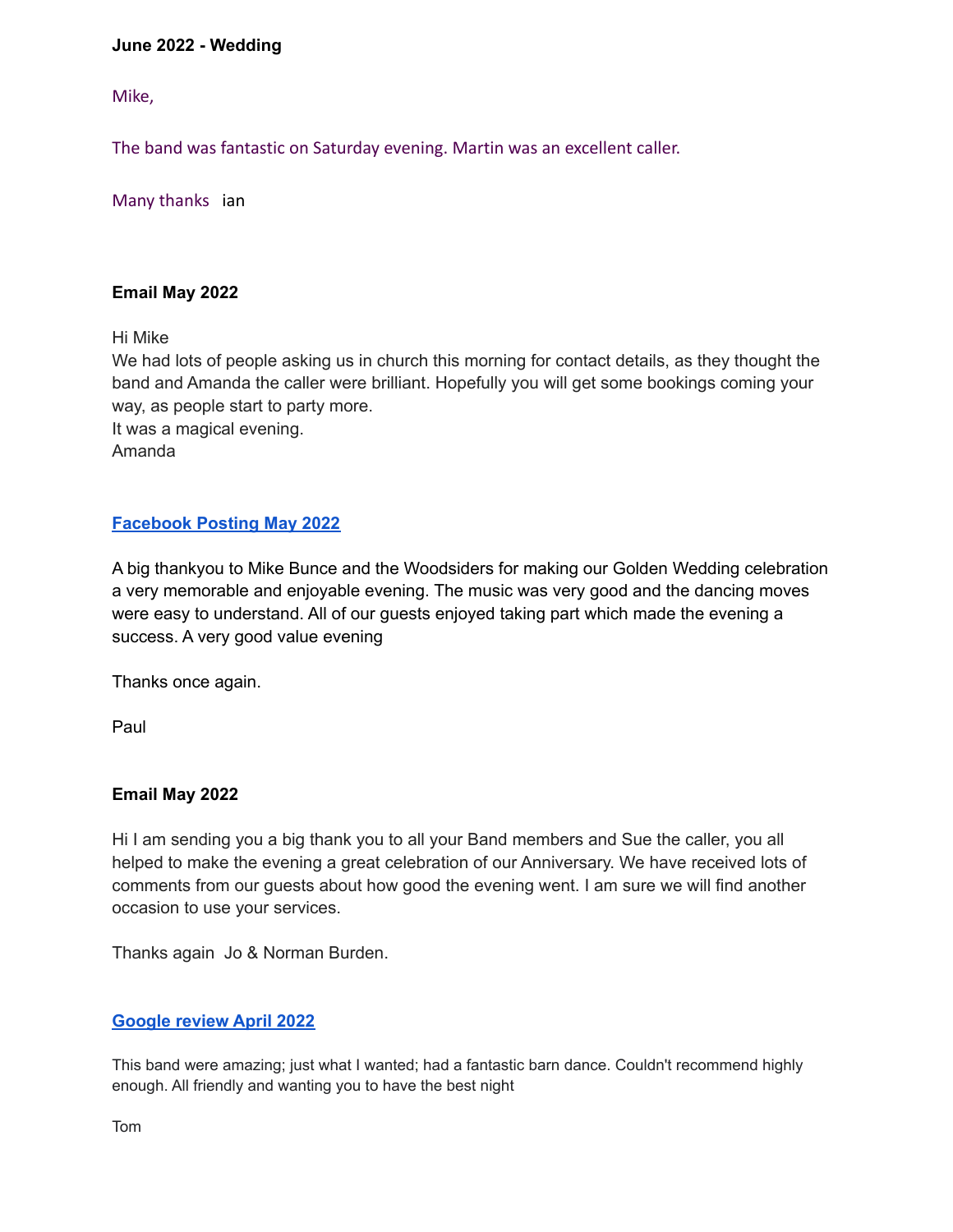**June 2022 - Wedding**

Mike,

The band was fantastic on Saturday evening. Martin was an excellent caller.

Many thanks ian

**Email May 2022**

Hi Mike
We had lots of people asking us in church this morning for contact details, as they thought the band and Amanda the caller were brilliant. Hopefully you will get some bookings coming your way, as people start to party more.
It was a magical evening.
Amanda

**[Facebook Posting May 2022]**

A big thankyou to Mike Bunce and the Woodsiders for making our Golden Wedding celebration a very memorable and enjoyable evening. The music was very good and the dancing moves were easy to understand. All of our guests enjoyed taking part which made the evening a success. A very good value evening

Thanks once again.

Paul

**Email May 2022**

Hi I am sending you a big thank you to all your Band members and Sue the caller, you all helped to make the evening a great celebration of our Anniversary. We have received lots of comments from our guests about how good the evening went. I am sure we will find another occasion to use your services.

Thanks again Jo & Norman Burden.

**[Google review April 2022]**

This band were amazing; just what I wanted; had a fantastic barn dance. Couldn't recommend highly enough. All friendly and wanting you to have the best night

Tom